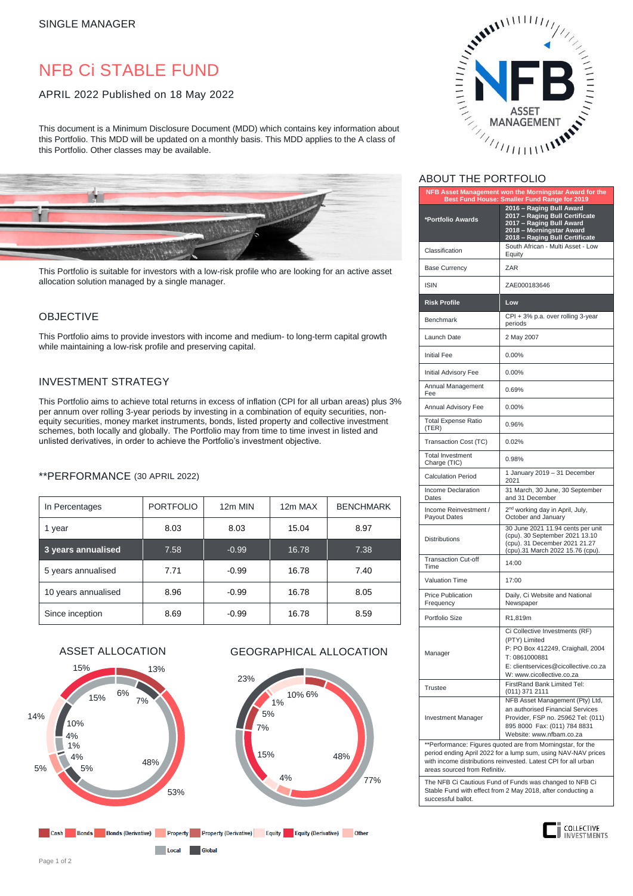SINGLE MANAGER

# NFB Ci STABLE FUND

APRIL 2022 Published on 18 May 2022

This document is a Minimum Disclosure Document (MDD) which contains key information about this Portfolio. This MDD will be updated on a monthly basis. This MDD applies to the A class of this Portfolio. Other classes may be available.

This Portfolio is suitable for investors with a low-risk profile who are looking for an active asset allocation solution managed by a single manager.

## OBJECTIVE

This Portfolio aims to provide investors with income and medium- to long-term capital growth while maintaining a low-risk profile and preserving capital.

## INVESTMENT STRATEGY

This Portfolio aims to achieve total returns in excess of inflation (CPI for all urban areas) plus 3% per annum over rolling 3-year periods by investing in a combination of equity securities, non-equity securities, money market instruments, bonds, listed property and collective investment schemes, both locally and globally. The Portfolio may from time to time invest in listed and unlisted derivatives, in order to achieve the Portfolio's investment objective.

## **PERFORMANCE (30 APRIL 2022)

| In Percentages | PORTFOLIO | 12m MIN | 12m MAX | BENCHMARK |
|---|---|---|---|---|
| 1 year | 8.03 | 8.03 | 15.04 | 8.97 |
| **3 years annualised** | 7.58 | -0.99 | 16.78 | 7.38 |
| 5 years annualised | 7.71 | -0.99 | 16.78 | 7.40 |
| 10 years annualised | 8.96 | -0.99 | 16.78 | 8.05 |
| Since inception | 8.69 | -0.99 | 16.78 | 8.59 |

## ASSET ALLOCATION

Outer ring: 15%, 13%, 53%, 5%, 14%
Inner ring: 15%, 6%, 7%, 48%, 5%, 4%, 1%, 4%, 10%

## GEOGRAPHICAL ALLOCATION

Outer ring: 23%, 77%
Inner ring: 1%, 10%, 6%, 48%, 4%, 15%, 7%, 5%

Legend: Cash, Bonds, Bonds (Derivative), Property, Property (Derivative), Equity, Equity (Derivative), Other; Local, Global

## ABOUT THE PORTFOLIO

| NFB Asset Management won the Morningstar Award for the Best Fund House: Smaller Fund Range for 2019 | |
|---|---|
| *Portfolio Awards | 2016 – Raging Bull Award<br>2017 – Raging Bull Certificate<br>2017 – Raging Bull Award<br>2018 – Morningstar Award<br>2018 – Raging Bull Certificate |
| Classification | South African - Multi Asset - Low Equity |
| Base Currency | ZAR |
| ISIN | ZAE000183646 |
| **Risk Profile** | **Low** |
| Benchmark | CPI + 3% p.a. over rolling 3-year periods |
| Launch Date | 2 May 2007 |
| Initial Fee | 0.00% |
| Initial Advisory Fee | 0.00% |
| Annual Management Fee | 0.69% |
| Annual Advisory Fee | 0.00% |
| Total Expense Ratio (TER) | 0.96% |
| Transaction Cost (TC) | 0.02% |
| Total Investment Charge (TIC) | 0.98% |
| Calculation Period | 1 January 2019 – 31 December 2021 |
| Income Declaration Dates | 31 March, 30 June, 30 September and 31 December |
| Income Reinvestment / Payout Dates | 2nd working day in April, July, October and January |
| Distributions | 30 June 2021 11.94 cents per unit (cpu). 30 September 2021 13.10 (cpu). 31 December 2021 21.27 (cpu).31 March 2022 15.76 (cpu). |
| Transaction Cut-off Time | 14:00 |
| Valuation Time | 17:00 |
| Price Publication Frequency | Daily, Ci Website and National Newspaper |
| Portfolio Size | R1,819m |
| Manager | Ci Collective Investments (RF) (PTY) Limited<br>P: PO Box 412249, Craighall, 2004<br>T: 0861000881<br>E: clientservices@cicollective.co.za<br>W: www.cicollective.co.za |
| Trustee | FirstRand Bank Limited Tel: (011) 371 2111 |
| Investment Manager | NFB Asset Management (Pty) Ltd, an authorised Financial Services Provider, FSP no. 25962 Tel: (011) 895 8000 Fax: (011) 784 8831 Website: www.nfbam.co.za |

**Performance: Figures quoted are from Morningstar, for the period ending April 2022 for a lump sum, using NAV-NAV prices with income distributions reinvested. Latest CPI for all urban areas sourced from Refinitiv.

The NFB Ci Cautious Fund of Funds was changed to NFB Ci Stable Fund with effect from 2 May 2018, after conducting a successful ballot.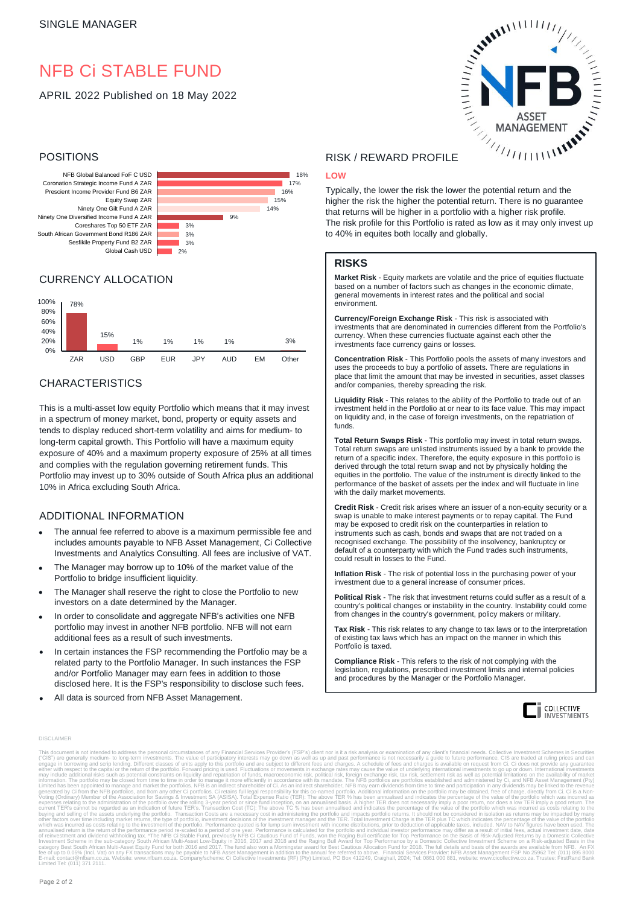SINGLE MANAGER

# NFB Ci STABLE FUND

APRIL 2022 Published on 18 May 2022

## POSITIONS

NFB Global Balanced FoF C USD 18%
Coronation Strategic Income Fund A ZAR 17%
Prescient Income Provider Fund B6 ZAR 16%
Equity Swap ZAR 15%
Ninety One Gilt Fund A ZAR 14%
Ninety One Diversified Income Fund A ZAR 9%
Coreshares Top 50 ETF ZAR 3%
South African Government Bond R186 ZAR 3%
Sesfikile Property Fund B2 ZAR 3%
Global Cash USD 2%

## CURRENCY ALLOCATION

100%
80%
60%
40%
20%
0%

ZAR 78%
USD 15%
GBP 1%
EUR 1%
JPY 1%
AUD 1%
EM
Other 3%

## CHARACTERISTICS

This is a multi-asset low equity Portfolio which means that it may invest in a spectrum of money market, bond, property or equity assets and tends to display reduced short-term volatility and aims for medium- to long-term capital growth. This Portfolio will have a maximum equity exposure of 40% and a maximum property exposure of 25% at all times and complies with the regulation governing retirement funds. This Portfolio may invest up to 30% outside of South Africa plus an additional 10% in Africa excluding South Africa.

## ADDITIONAL INFORMATION

- The annual fee referred to above is a maximum permissible fee and includes amounts payable to NFB Asset Management, Ci Collective Investments and Analytics Consulting. All fees are inclusive of VAT.
- The Manager may borrow up to 10% of the market value of the Portfolio to bridge insufficient liquidity.
- The Manager shall reserve the right to close the Portfolio to new investors on a date determined by the Manager.
- In order to consolidate and aggregate NFB's activities one NFB portfolio may invest in another NFB portfolio. NFB will not earn additional fees as a result of such investments.
- In certain instances the FSP recommending the Portfolio may be a related party to the Portfolio Manager. In such instances the FSP and/or Portfolio Manager may earn fees in addition to those disclosed here. It is the FSP's responsibility to disclose such fees.
- All data is sourced from NFB Asset Management.

## RISK / REWARD PROFILE

**LOW**

Typically, the lower the risk the lower the potential return and the higher the risk the higher the potential return. There is no guarantee that returns will be higher in a portfolio with a higher risk profile. The risk profile for this Portfolio is rated as low as it may only invest up to 40% in equites both locally and globally.

## RISKS

**Market Risk** - Equity markets are volatile and the price of equities fluctuate based on a number of factors such as changes in the economic climate, general movements in interest rates and the political and social environment.

**Currency/Foreign Exchange Risk** - This risk is associated with investments that are denominated in currencies different from the Portfolio's currency. When these currencies fluctuate against each other the investments face currency gains or losses.

**Concentration Risk** - This Portfolio pools the assets of many investors and uses the proceeds to buy a portfolio of assets. There are regulations in place that limit the amount that may be invested in securities, asset classes and/or companies, thereby spreading the risk.

**Liquidity Risk** - This relates to the ability of the Portfolio to trade out of an investment held in the Portfolio at or near to its face value. This may impact on liquidity and, in the case of foreign investments, on the repatriation of funds.

**Total Return Swaps Risk** - This portfolio may invest in total return swaps. Total return swaps are unlisted instruments issued by a bank to provide the return of a specific index. Therefore, the equity exposure in this portfolio is derived through the total return swap and not by physically holding the equities in the portfolio. The value of the instrument is directly linked to the performance of the basket of assets per the index and will fluctuate in line with the daily market movements.

**Credit Risk** - Credit risk arises where an issuer of a non-equity security or a swap is unable to make interest payments or to repay capital. The Fund may be exposed to credit risk on the counterparties in relation to instruments such as cash, bonds and swaps that are not traded on a recognised exchange. The possibility of the insolvency, bankruptcy or default of a counterparty with which the Fund trades such instruments, could result in losses to the Fund.

**Inflation Risk** - The risk of potential loss in the purchasing power of your investment due to a general increase of consumer prices.

**Political Risk** - The risk that investment returns could suffer as a result of a country's political changes or instability in the country. Instability could come from changes in the country's government, policy makers or military.

**Tax Risk** - This risk relates to any change to tax laws or to the interpretation of existing tax laws which has an impact on the manner in which this Portfolio is taxed.

**Compliance Risk** - This refers to the risk of not complying with the legislation, regulations, prescribed investment limits and internal policies and procedures by the Manager or the Portfolio Manager.

## DISCLAIMER

This document is not intended to address the personal circumstances of any Financial Services Provider's (FSP's) client nor is it a risk analysis or examination of any client's financial needs. Collective Investment Schemes in Securities ("CIS") are generally medium- to long-term investments. The value of participatory interests may go down as well as up and past performance is not necessarily a guide to future performance. CIS are traded at ruling prices and can engage in borrowing and scrip lending. Different classes of units apply to this portfolio and are subject to different fees and charges. A schedule of fees and charges is available on request from Ci. Ci does not provide any guarantee either with respect to the capital or the return of the portfolio. Forward pricing is used. Fluctuations or movements in exchange rates may cause the value of underlying international investments to go up or down. International investments may include additional risks such as potential constraints on liquidity and repatriation of funds, macroeconomic risk, political risk, foreign exchange risk, tax risk, settlement risk as well as potential limitations on the availability of market information. The portfolio may be closed from time to time in order to manage it more efficiently in accordance with its mandate. The NFB portfolios are portfolios established and administered by Ci, and NFB Asset Management (Pty) Limited has been appointed to manage and market the portfolios. NFB is an indirect shareholder of Ci. As an indirect shareholder, NFB may earn dividends from time to time and participation in any dividends may be linked to the revenue generated by Ci from the NFB portfolios, and from any other Ci portfolios. Ci retains full legal responsibility for this co-named portfolio. Additional information on the portfolio may be obtained, free of charge, directly from Ci. Ci is a Non-Voting (Ordinary) Member of the Association for Savings & Investment SA (ASISA). Total Expense Ratio (TER): The above TER % has been annualised and indicates the percentage of the value of the portfolio which was incurred as expenses relating to the administration of the portfolio over the rolling 3-year period or since fund inception, on an annualised basis. A higher TER does not necessarily imply a poor return, nor does a low TER imply a good return. The current TER's cannot be regarded as an indication of future TER's. Transaction Cost (TC): The above TC % has been annualised and indicates the percentage of the value of the portfolio which was incurred as costs relating to the buying and selling of the assets underlying the portfolio. Transaction Costs are a necessary cost in administering the portfolio and impacts portfolio returns. It should not be considered in isolation as returns may be impacted by many other factors over time including market returns, the type of portfolio, investment decisions of the investment manager and the TER. Total Investment Charge is the TER plus TC which indicates the percentage of the value of the portfolio which was incurred as costs relating to the investment of the portfolio. Performance quoted is for lump sum investment with income distributions, prior to deduction of applicable taxes, included. NAV to NAV figures have been used. The annualised return is the return of the performance period re-scaled to a period of one year. Performance is calculated for the portfolio and individual investor performance may differ as a result of initial fees, actual investment date, date of reinvestment and dividend withholding tax. *The NFB Ci Stable Fund, previously NFB Ci Cautious Fund of Funds, won the Raging Bull certificate for Top Performance on the Basis of Risk-Adjusted Returns by a Domestic Collective Investment Scheme in the sub-category South African Multi-Asset Low-Equity in 2016, 2017 and 2018 and the Raging Bull Award for Top Performance by a Domestic Collective Investment Scheme on a Risk-adjusted Basis in the category Best South African Multi-Asset Equity Fund for both 2016 and 2017. The fund also won a Morningstar award for Best Cautious Allocation Fund for 2018. The full details and basis of the awards are available from NFB. An FX fee of up to 0.05% (Incl. Vat) on any FX transactions may be payable to NFB Asset Management in addition to the annual fee referred to above. Financial Services Provider: NFB Asset Management FSP No 25962 Tel: (011) 895 8000 E-mail: contact@nfbam.co.za. Website: www.nfbam.co.za. Company/scheme: Ci Collective Investments (RF) (Pty) Limited, PO Box 412249, Craighall, 2024; Tel: 0861 000 881, website: www.cicollective.co.za. Trustee: FirstRand Bank Limited Tel: (011) 371 2111.